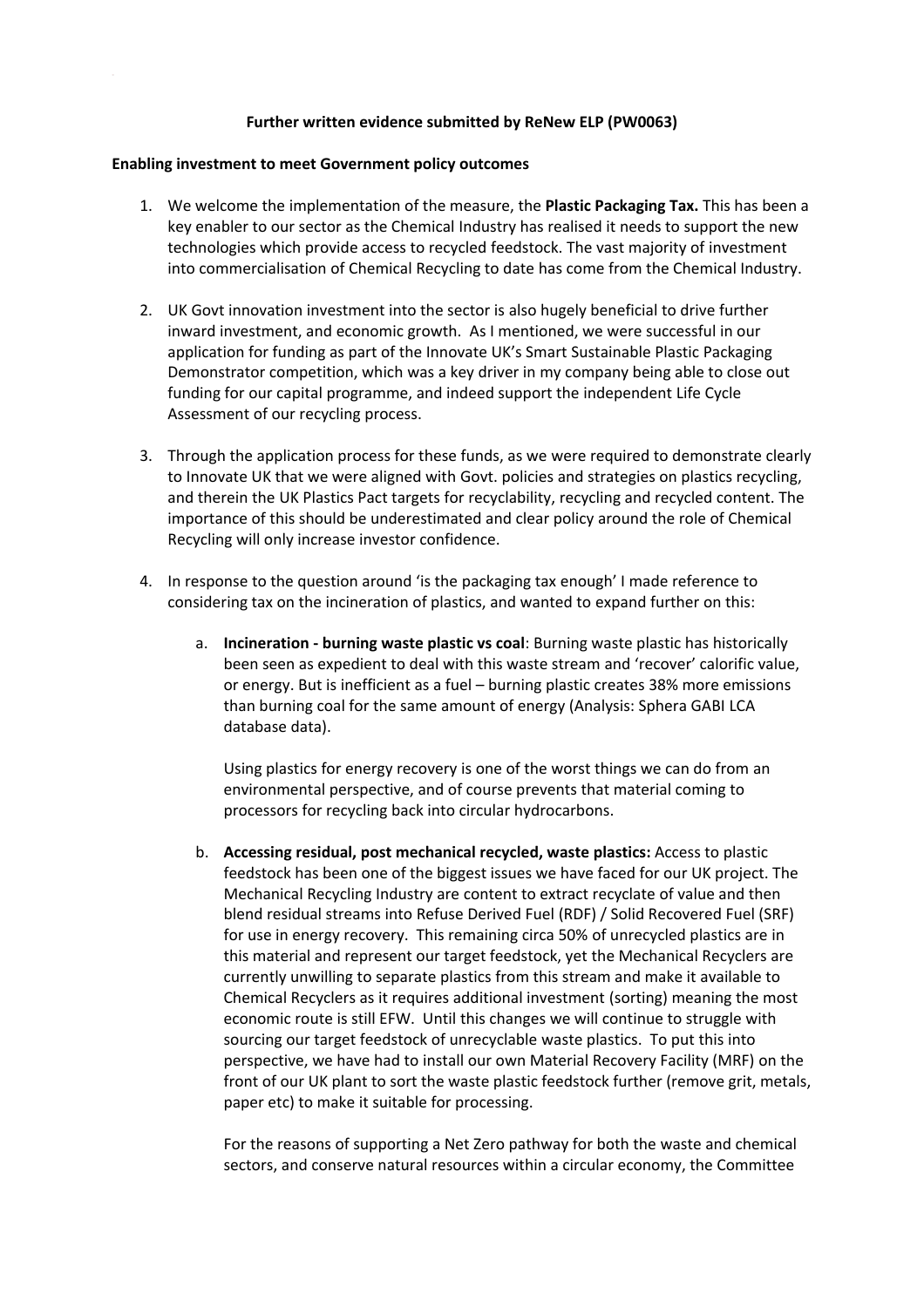**Further written evidence submitted by ReNew ELP (PW0063)**

**Enabling investment to meet Government policy outcomes**

1. We welcome the implementation of the measure, the **Plastic Packaging Tax.** This has been a key enabler to our sector as the Chemical Industry has realised it needs to support the new technologies which provide access to recycled feedstock. The vast majority of investment into commercialisation of Chemical Recycling to date has come from the Chemical Industry.

2. UK Govt innovation investment into the sector is also hugely beneficial to drive further inward investment, and economic growth. As I mentioned, we were successful in our application for funding as part of the Innovate UK's Smart Sustainable Plastic Packaging Demonstrator competition, which was a key driver in my company being able to close out funding for our capital programme, and indeed support the independent Life Cycle Assessment of our recycling process.

3. Through the application process for these funds, as we were required to demonstrate clearly to Innovate UK that we were aligned with Govt. policies and strategies on plastics recycling, and therein the UK Plastics Pact targets for recyclability, recycling and recycled content. The importance of this should be underestimated and clear policy around the role of Chemical Recycling will only increase investor confidence.

4. In response to the question around 'is the packaging tax enough' I made reference to considering tax on the incineration of plastics, and wanted to expand further on this:

   a. **Incineration - burning waste plastic vs coal**: Burning waste plastic has historically been seen as expedient to deal with this waste stream and 'recover' calorific value, or energy. But is inefficient as a fuel – burning plastic creates 38% more emissions than burning coal for the same amount of energy (Analysis: Sphera GABI LCA database data).

      Using plastics for energy recovery is one of the worst things we can do from an environmental perspective, and of course prevents that material coming to processors for recycling back into circular hydrocarbons.

   b. **Accessing residual, post mechanical recycled, waste plastics:** Access to plastic feedstock has been one of the biggest issues we have faced for our UK project. The Mechanical Recycling Industry are content to extract recyclate of value and then blend residual streams into Refuse Derived Fuel (RDF) / Solid Recovered Fuel (SRF) for use in energy recovery. This remaining circa 50% of unrecycled plastics are in this material and represent our target feedstock, yet the Mechanical Recyclers are currently unwilling to separate plastics from this stream and make it available to Chemical Recyclers as it requires additional investment (sorting) meaning the most economic route is still EFW. Until this changes we will continue to struggle with sourcing our target feedstock of unrecyclable waste plastics. To put this into perspective, we have had to install our own Material Recovery Facility (MRF) on the front of our UK plant to sort the waste plastic feedstock further (remove grit, metals, paper etc) to make it suitable for processing.

      For the reasons of supporting a Net Zero pathway for both the waste and chemical sectors, and conserve natural resources within a circular economy, the Committee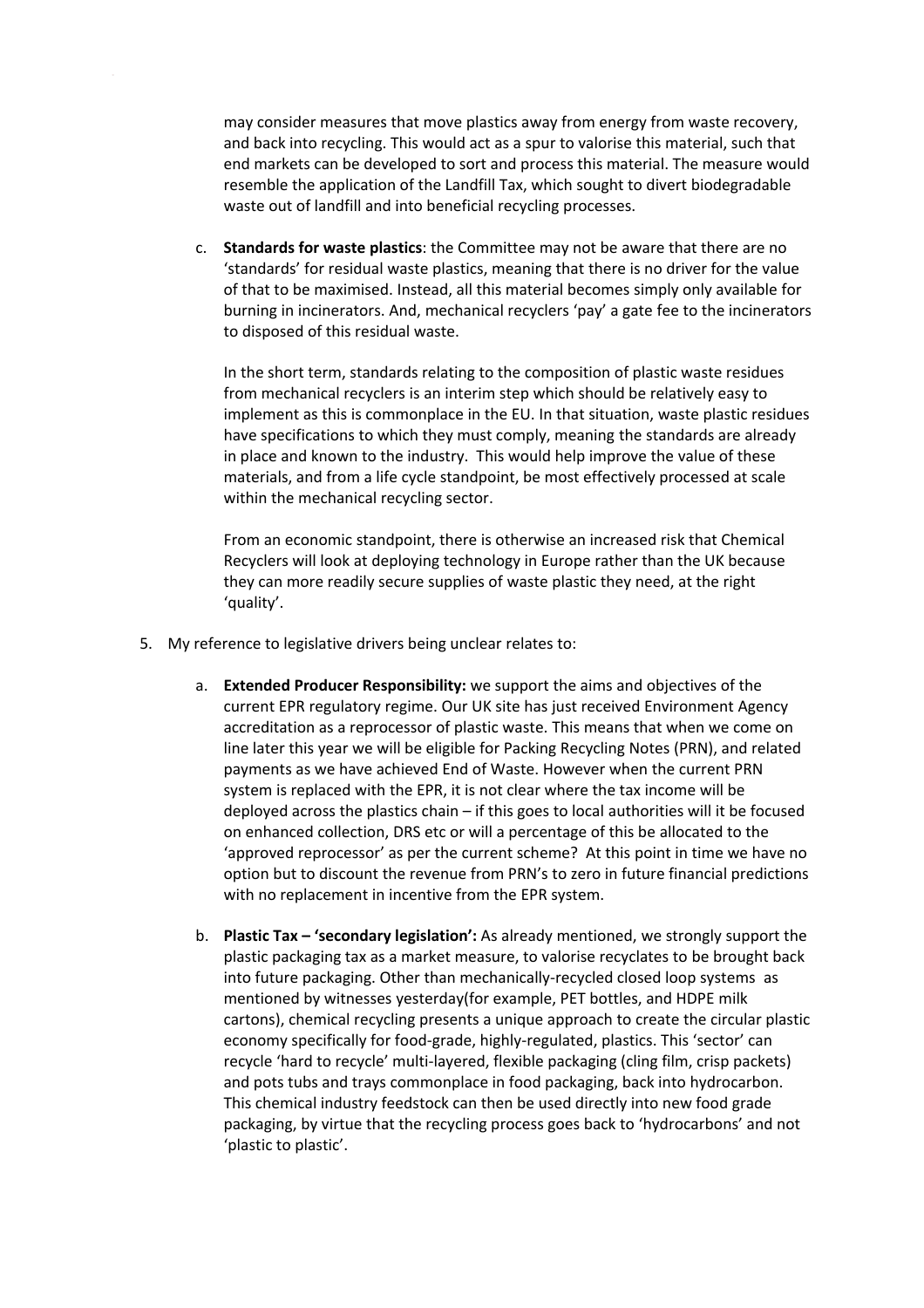may consider measures that move plastics away from energy from waste recovery, and back into recycling. This would act as a spur to valorise this material, such that end markets can be developed to sort and process this material. The measure would resemble the application of the Landfill Tax, which sought to divert biodegradable waste out of landfill and into beneficial recycling processes.

c. **Standards for waste plastics**: the Committee may not be aware that there are no 'standards' for residual waste plastics, meaning that there is no driver for the value of that to be maximised. Instead, all this material becomes simply only available for burning in incinerators. And, mechanical recyclers 'pay' a gate fee to the incinerators to disposed of this residual waste.

   In the short term, standards relating to the composition of plastic waste residues from mechanical recyclers is an interim step which should be relatively easy to implement as this is commonplace in the EU. In that situation, waste plastic residues have specifications to which they must comply, meaning the standards are already in place and known to the industry. This would help improve the value of these materials, and from a life cycle standpoint, be most effectively processed at scale within the mechanical recycling sector.

   From an economic standpoint, there is otherwise an increased risk that Chemical Recyclers will look at deploying technology in Europe rather than the UK because they can more readily secure supplies of waste plastic they need, at the right 'quality'.

5. My reference to legislative drivers being unclear relates to:

   a. **Extended Producer Responsibility:** we support the aims and objectives of the current EPR regulatory regime. Our UK site has just received Environment Agency accreditation as a reprocessor of plastic waste. This means that when we come on line later this year we will be eligible for Packing Recycling Notes (PRN), and related payments as we have achieved End of Waste. However when the current PRN system is replaced with the EPR, it is not clear where the tax income will be deployed across the plastics chain – if this goes to local authorities will it be focused on enhanced collection, DRS etc or will a percentage of this be allocated to the 'approved reprocessor' as per the current scheme? At this point in time we have no option but to discount the revenue from PRN's to zero in future financial predictions with no replacement in incentive from the EPR system.

   b. **Plastic Tax – 'secondary legislation':** As already mentioned, we strongly support the plastic packaging tax as a market measure, to valorise recyclates to be brought back into future packaging. Other than mechanically-recycled closed loop systems as mentioned by witnesses yesterday(for example, PET bottles, and HDPE milk cartons), chemical recycling presents a unique approach to create the circular plastic economy specifically for food-grade, highly-regulated, plastics. This 'sector' can recycle 'hard to recycle' multi-layered, flexible packaging (cling film, crisp packets) and pots tubs and trays commonplace in food packaging, back into hydrocarbon. This chemical industry feedstock can then be used directly into new food grade packaging, by virtue that the recycling process goes back to 'hydrocarbons' and not 'plastic to plastic'.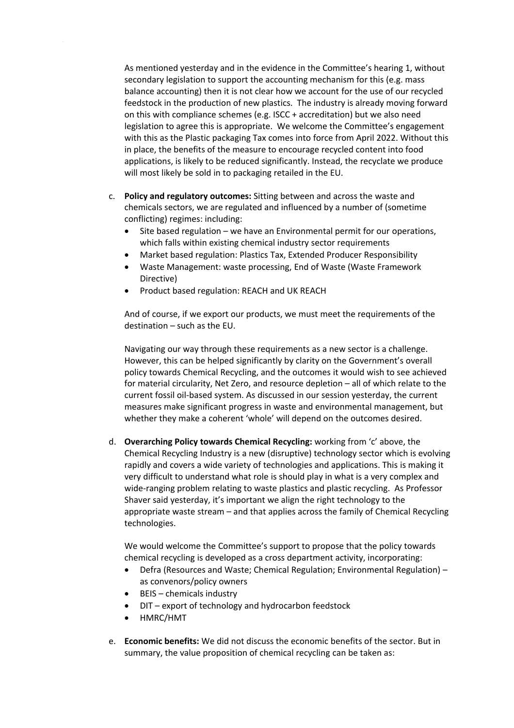As mentioned yesterday and in the evidence in the Committee's hearing 1, without secondary legislation to support the accounting mechanism for this (e.g. mass balance accounting) then it is not clear how we account for the use of our recycled feedstock in the production of new plastics. The industry is already moving forward on this with compliance schemes (e.g. ISCC + accreditation) but we also need legislation to agree this is appropriate. We welcome the Committee's engagement with this as the Plastic packaging Tax comes into force from April 2022. Without this in place, the benefits of the measure to encourage recycled content into food applications, is likely to be reduced significantly. Instead, the recyclate we produce will most likely be sold in to packaging retailed in the EU.

c. **Policy and regulatory outcomes:** Sitting between and across the waste and chemicals sectors, we are regulated and influenced by a number of (sometime conflicting) regimes: including:
   - Site based regulation – we have an Environmental permit for our operations, which falls within existing chemical industry sector requirements
   - Market based regulation: Plastics Tax, Extended Producer Responsibility
   - Waste Management: waste processing, End of Waste (Waste Framework Directive)
   - Product based regulation: REACH and UK REACH

   And of course, if we export our products, we must meet the requirements of the destination – such as the EU.

   Navigating our way through these requirements as a new sector is a challenge. However, this can be helped significantly by clarity on the Government's overall policy towards Chemical Recycling, and the outcomes it would wish to see achieved for material circularity, Net Zero, and resource depletion – all of which relate to the current fossil oil-based system. As discussed in our session yesterday, the current measures make significant progress in waste and environmental management, but whether they make a coherent 'whole' will depend on the outcomes desired.

d. **Overarching Policy towards Chemical Recycling:** working from 'c' above, the Chemical Recycling Industry is a new (disruptive) technology sector which is evolving rapidly and covers a wide variety of technologies and applications. This is making it very difficult to understand what role is should play in what is a very complex and wide-ranging problem relating to waste plastics and plastic recycling. As Professor Shaver said yesterday, it's important we align the right technology to the appropriate waste stream – and that applies across the family of Chemical Recycling technologies.

   We would welcome the Committee's support to propose that the policy towards chemical recycling is developed as a cross department activity, incorporating:
   - Defra (Resources and Waste; Chemical Regulation; Environmental Regulation) – as convenors/policy owners
   - BEIS – chemicals industry
   - DIT – export of technology and hydrocarbon feedstock
   - HMRC/HMT

e. **Economic benefits:** We did not discuss the economic benefits of the sector. But in summary, the value proposition of chemical recycling can be taken as: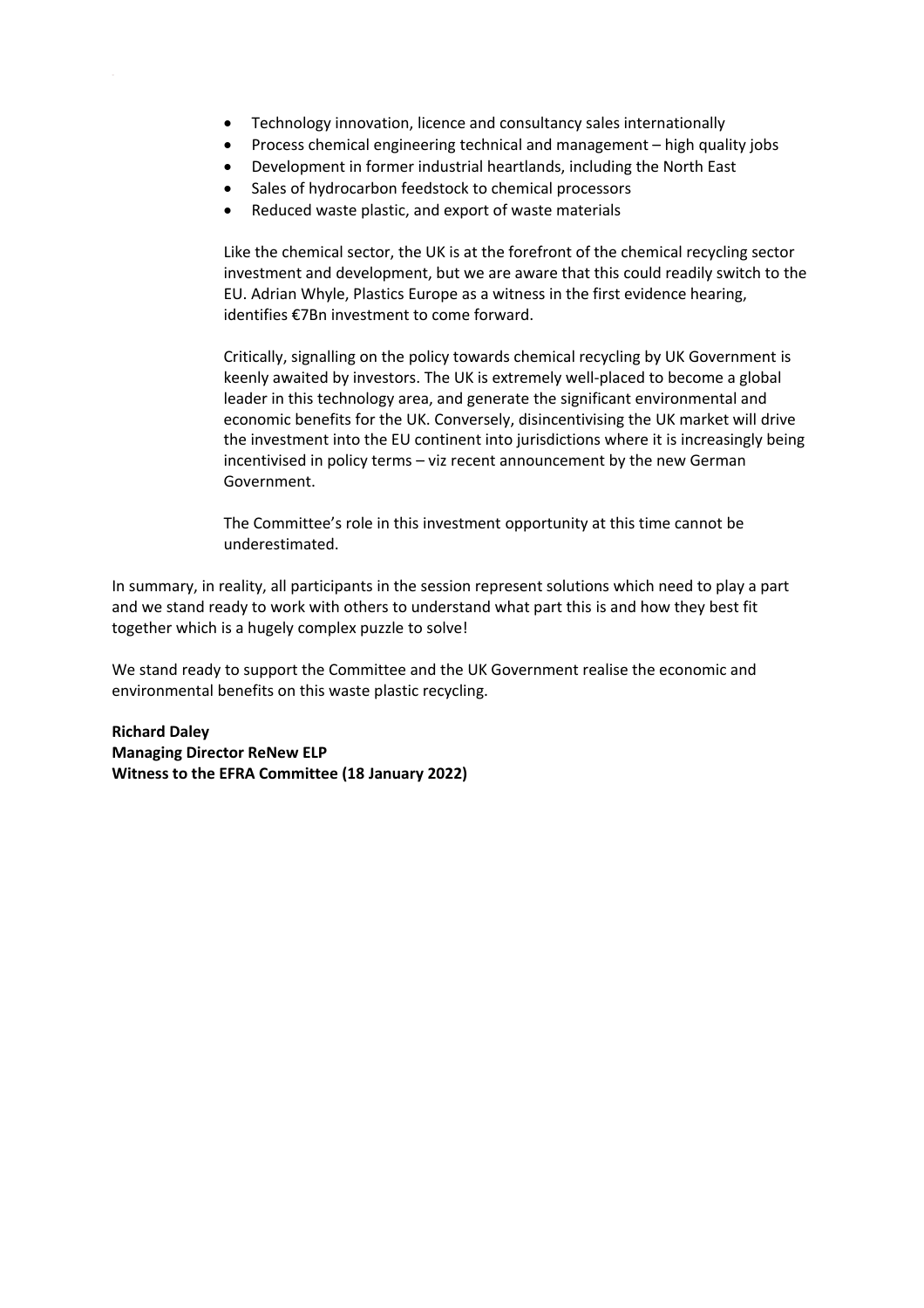- Technology innovation, licence and consultancy sales internationally
- Process chemical engineering technical and management – high quality jobs
- Development in former industrial heartlands, including the North East
- Sales of hydrocarbon feedstock to chemical processors
- Reduced waste plastic, and export of waste materials

Like the chemical sector, the UK is at the forefront of the chemical recycling sector investment and development, but we are aware that this could readily switch to the EU. Adrian Whyle, Plastics Europe as a witness in the first evidence hearing, identifies €7Bn investment to come forward.

Critically, signalling on the policy towards chemical recycling by UK Government is keenly awaited by investors. The UK is extremely well-placed to become a global leader in this technology area, and generate the significant environmental and economic benefits for the UK. Conversely, disincentivising the UK market will drive the investment into the EU continent into jurisdictions where it is increasingly being incentivised in policy terms – viz recent announcement by the new German Government.

The Committee's role in this investment opportunity at this time cannot be underestimated.

In summary, in reality, all participants in the session represent solutions which need to play a part and we stand ready to work with others to understand what part this is and how they best fit together which is a hugely complex puzzle to solve!

We stand ready to support the Committee and the UK Government realise the economic and environmental benefits on this waste plastic recycling.

**Richard Daley**
**Managing Director ReNew ELP**
**Witness to the EFRA Committee (18 January 2022)**